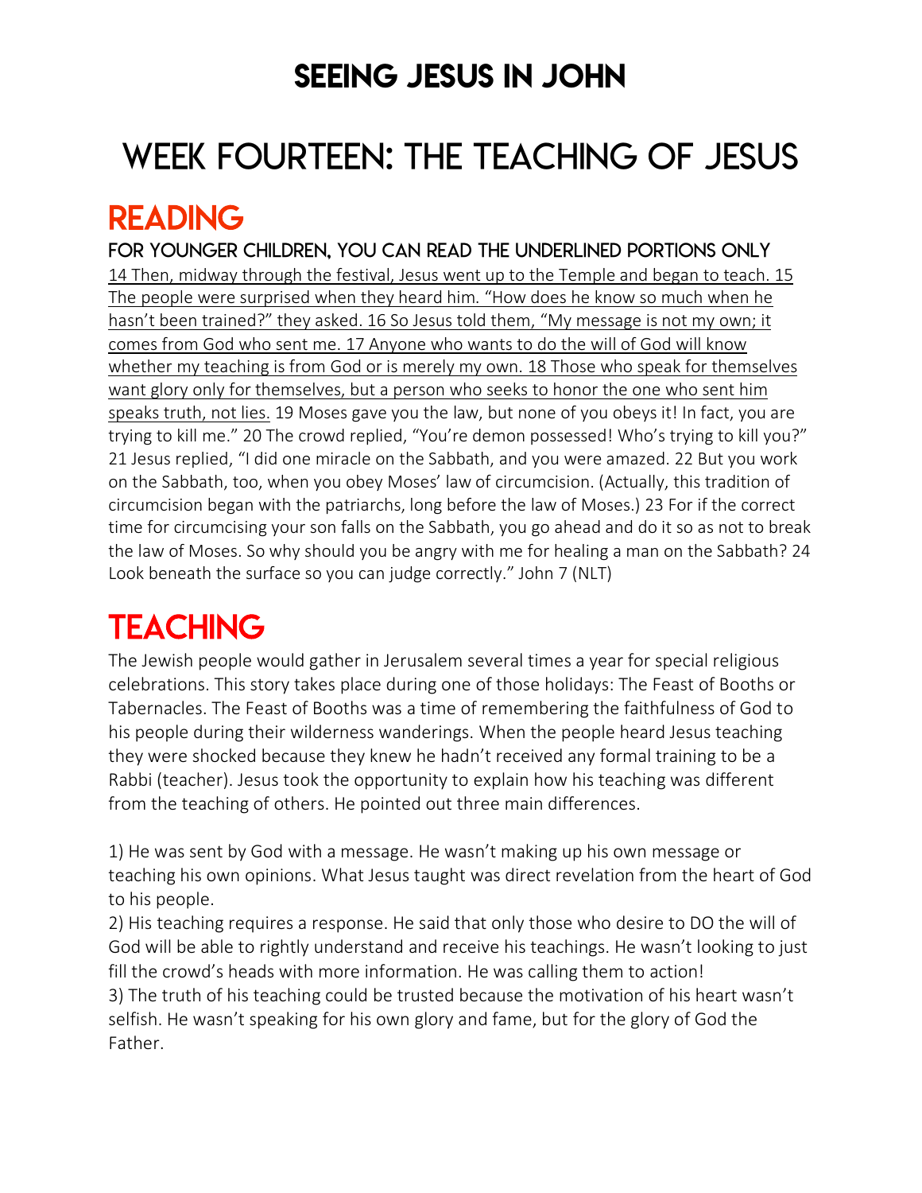# SEEING JESUS IN JOHN

# WEEK FOURTEEN: THE TEACHING OF JESUS

## READING

### FOR YOUNGER CHILDREN, YOU CAN READ THE UNDERLINED PORTIONS ONLY

<u>14 Then, midway through the festival, Jesus went up to the Temple and began to teach. 15 The people were surprised when they heard him. “How does he know so much when he hasn’t been trained?” they asked. 16 So Jesus told them, “My message is not my own; it comes from God who sent me. 17 Anyone who wants to do the will of God will know whether my teaching is from God or is merely my own. 18 Those who speak for themselves want glory only for themselves, but a person who seeks to honor the one who sent him speaks truth, not lies.</u> 19 Moses gave you the law, but none of you obeys it! In fact, you are trying to kill me.” 20 The crowd replied, “You’re demon possessed! Who’s trying to kill you?” 21 Jesus replied, “I did one miracle on the Sabbath, and you were amazed. 22 But you work on the Sabbath, too, when you obey Moses’ law of circumcision. (Actually, this tradition of circumcision began with the patriarchs, long before the law of Moses.) 23 For if the correct time for circumcising your son falls on the Sabbath, you go ahead and do it so as not to break the law of Moses. So why should you be angry with me for healing a man on the Sabbath? 24 Look beneath the surface so you can judge correctly.” John 7 (NLT)

## TEACHING

The Jewish people would gather in Jerusalem several times a year for special religious celebrations. This story takes place during one of those holidays: The Feast of Booths or Tabernacles. The Feast of Booths was a time of remembering the faithfulness of God to his people during their wilderness wanderings. When the people heard Jesus teaching they were shocked because they knew he hadn’t received any formal training to be a Rabbi (teacher). Jesus took the opportunity to explain how his teaching was different from the teaching of others. He pointed out three main differences.

1) He was sent by God with a message. He wasn’t making up his own message or teaching his own opinions. What Jesus taught was direct revelation from the heart of God to his people.
2) His teaching requires a response. He said that only those who desire to DO the will of God will be able to rightly understand and receive his teachings. He wasn’t looking to just fill the crowd’s heads with more information. He was calling them to action!
3) The truth of his teaching could be trusted because the motivation of his heart wasn’t selfish. He wasn’t speaking for his own glory and fame, but for the glory of God the Father.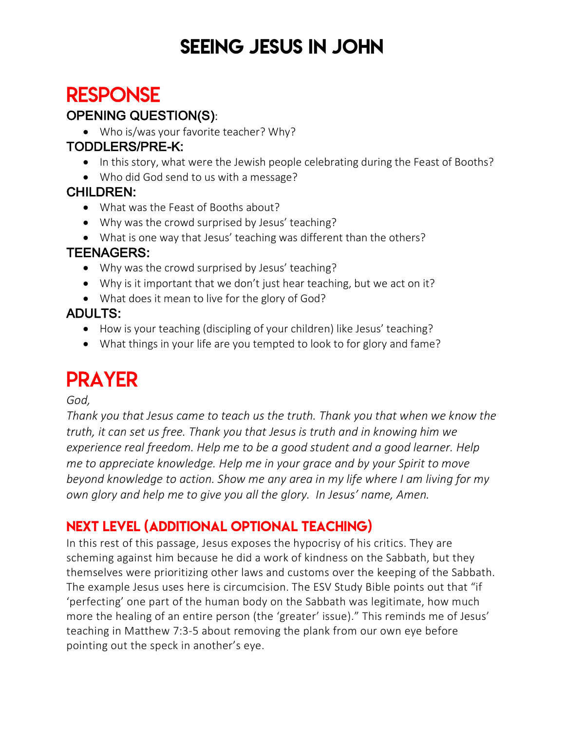# SEEING JESUS IN JOHN

## RESPONSE

### OPENING QUESTION(S):

- Who is/was your favorite teacher? Why?

### TODDLERS/PRE-K:

- In this story, what were the Jewish people celebrating during the Feast of Booths?
- Who did God send to us with a message?

### CHILDREN:

- What was the Feast of Booths about?
- Why was the crowd surprised by Jesus' teaching?
- What is one way that Jesus' teaching was different than the others?

### TEENAGERS:

- Why was the crowd surprised by Jesus' teaching?
- Why is it important that we don't just hear teaching, but we act on it?
- What does it mean to live for the glory of God?

### ADULTS:

- How is your teaching (discipling of your children) like Jesus' teaching?
- What things in your life are you tempted to look to for glory and fame?

## PRAYER

*God,*

*Thank you that Jesus came to teach us the truth. Thank you that when we know the truth, it can set us free. Thank you that Jesus is truth and in knowing him we experience real freedom. Help me to be a good student and a good learner. Help me to appreciate knowledge. Help me in your grace and by your Spirit to move beyond knowledge to action. Show me any area in my life where I am living for my own glory and help me to give you all the glory. In Jesus' name, Amen.*

### NEXT LEVEL (ADDITIONAL OPTIONAL TEACHING)

In this rest of this passage, Jesus exposes the hypocrisy of his critics. They are scheming against him because he did a work of kindness on the Sabbath, but they themselves were prioritizing other laws and customs over the keeping of the Sabbath. The example Jesus uses here is circumcision. The ESV Study Bible points out that "if 'perfecting' one part of the human body on the Sabbath was legitimate, how much more the healing of an entire person (the 'greater' issue)." This reminds me of Jesus' teaching in Matthew 7:3-5 about removing the plank from our own eye before pointing out the speck in another's eye.